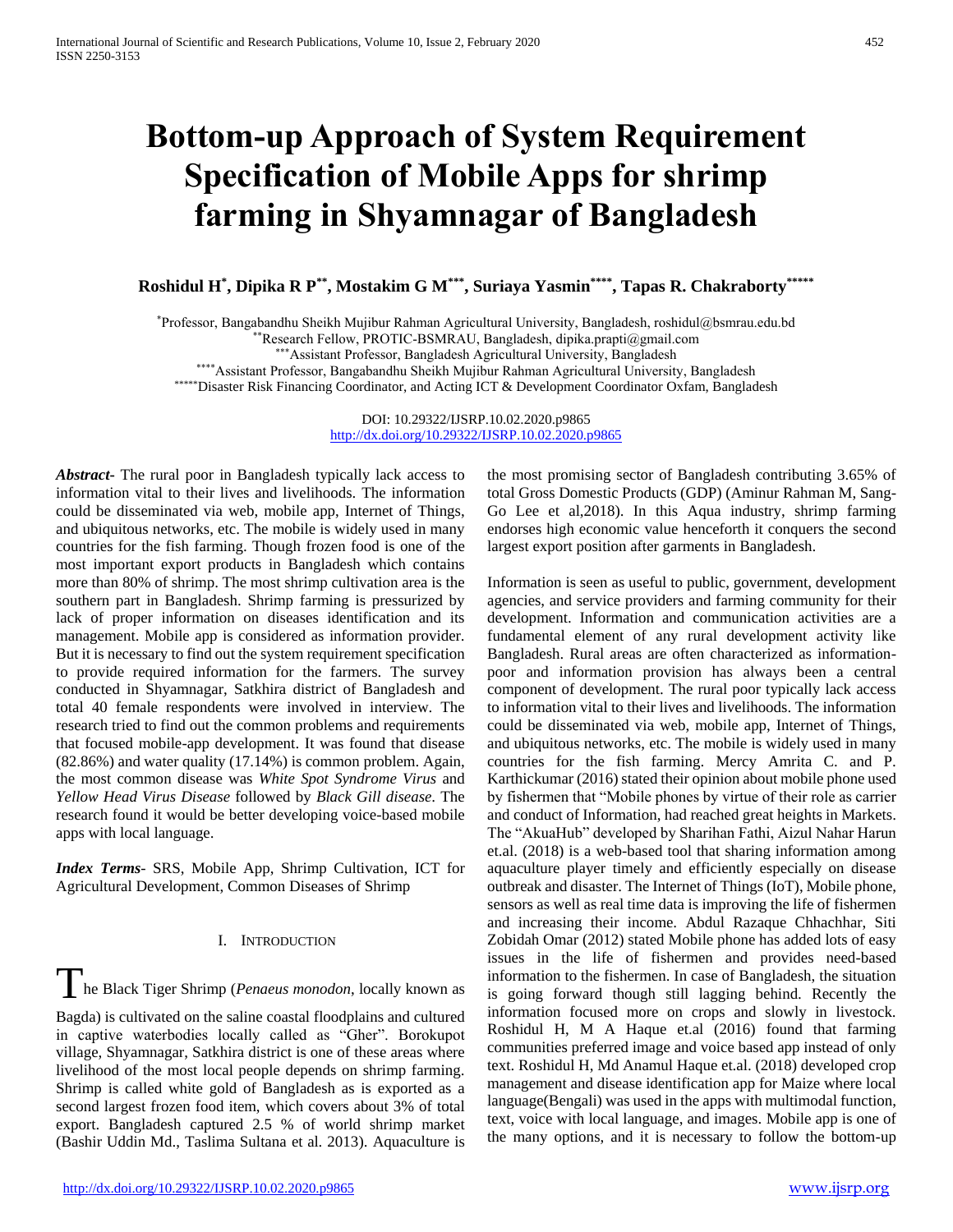# Bottom-up Approach of System Requirement Specification of Mobile Apps for shrimp farming in Shyamnagar of Bangladesh

**Roshidul H[*], Dipika R P[**], Mostakim G M[***], Suriaya Yasmin[****], Tapas R. Chakraborty[*****]**

[*]Professor, Bangabandhu Sheikh Mujibur Rahman Agricultural University, Bangladesh, roshidul@bsmrau.edu.bd
[**]Research Fellow, PROTIC-BSMRAU, Bangladesh, dipika.prapti@gmail.com
[***]Assistant Professor, Bangladesh Agricultural University, Bangladesh
[****]Assistant Professor, Bangabandhu Sheikh Mujibur Rahman Agricultural University, Bangladesh
[*****]Disaster Risk Financing Coordinator, and Acting ICT & Development Coordinator Oxfam, Bangladesh

DOI: 10.29322/IJSRP.10.02.2020.p9865
http://dx.doi.org/10.29322/IJSRP.10.02.2020.p9865

***Abstract*-** The rural poor in Bangladesh typically lack access to information vital to their lives and livelihoods. The information could be disseminated via web, mobile app, Internet of Things, and ubiquitous networks, etc. The mobile is widely used in many countries for the fish farming. Though frozen food is one of the most important export products in Bangladesh which contains more than 80% of shrimp. The most shrimp cultivation area is the southern part in Bangladesh. Shrimp farming is pressurized by lack of proper information on diseases identification and its management. Mobile app is considered as information provider. But it is necessary to find out the system requirement specification to provide required information for the farmers. The survey conducted in Shyamnagar, Satkhira district of Bangladesh and total 40 female respondents were involved in interview. The research tried to find out the common problems and requirements that focused mobile-app development. It was found that disease (82.86%) and water quality (17.14%) is common problem. Again, the most common disease was *White Spot Syndrome Virus* and *Yellow Head Virus Disease* followed by *Black Gill disease*. The research found it would be better developing voice-based mobile apps with local language.

***Index Terms*-** SRS, Mobile App, Shrimp Cultivation, ICT for Agricultural Development, Common Diseases of Shrimp

## I. Introduction

The Black Tiger Shrimp (*Penaeus monodon*, locally known as Bagda) is cultivated on the saline coastal floodplains and cultured in captive waterbodies locally called as "Gher". Borokupot village, Shyamnagar, Satkhira district is one of these areas where livelihood of the most local people depends on shrimp farming. Shrimp is called white gold of Bangladesh as is exported as a second largest frozen food item, which covers about 3% of total export. Bangladesh captured 2.5 % of world shrimp market (Bashir Uddin Md., Taslima Sultana et al. 2013). Aquaculture is the most promising sector of Bangladesh contributing 3.65% of total Gross Domestic Products (GDP) (Aminur Rahman M, Sang-Go Lee et al,2018). In this Aqua industry, shrimp farming endorses high economic value henceforth it conquers the second largest export position after garments in Bangladesh.

Information is seen as useful to public, government, development agencies, and service providers and farming community for their development. Information and communication activities are a fundamental element of any rural development activity like Bangladesh. Rural areas are often characterized as information-poor and information provision has always been a central component of development. The rural poor typically lack access to information vital to their lives and livelihoods. The information could be disseminated via web, mobile app, Internet of Things, and ubiquitous networks, etc. The mobile is widely used in many countries for the fish farming. Mercy Amrita C. and P. Karthickumar (2016) stated their opinion about mobile phone used by fishermen that "Mobile phones by virtue of their role as carrier and conduct of Information, had reached great heights in Markets. The "AkuaHub" developed by Sharihan Fathi, Aizul Nahar Harun et.al. (2018) is a web-based tool that sharing information among aquaculture player timely and efficiently especially on disease outbreak and disaster. The Internet of Things (IoT), Mobile phone, sensors as well as real time data is improving the life of fishermen and increasing their income. Abdul Razaque Chhachhar, Siti Zobidah Omar (2012) stated Mobile phone has added lots of easy issues in the life of fishermen and provides need-based information to the fishermen. In case of Bangladesh, the situation is going forward though still lagging behind. Recently the information focused more on crops and slowly in livestock. Roshidul H, M A Haque et.al (2016) found that farming communities preferred image and voice based app instead of only text. Roshidul H, Md Anamul Haque et.al. (2018) developed crop management and disease identification app for Maize where local language(Bengali) was used in the apps with multimodal function, text, voice with local language, and images. Mobile app is one of the many options, and it is necessary to follow the bottom-up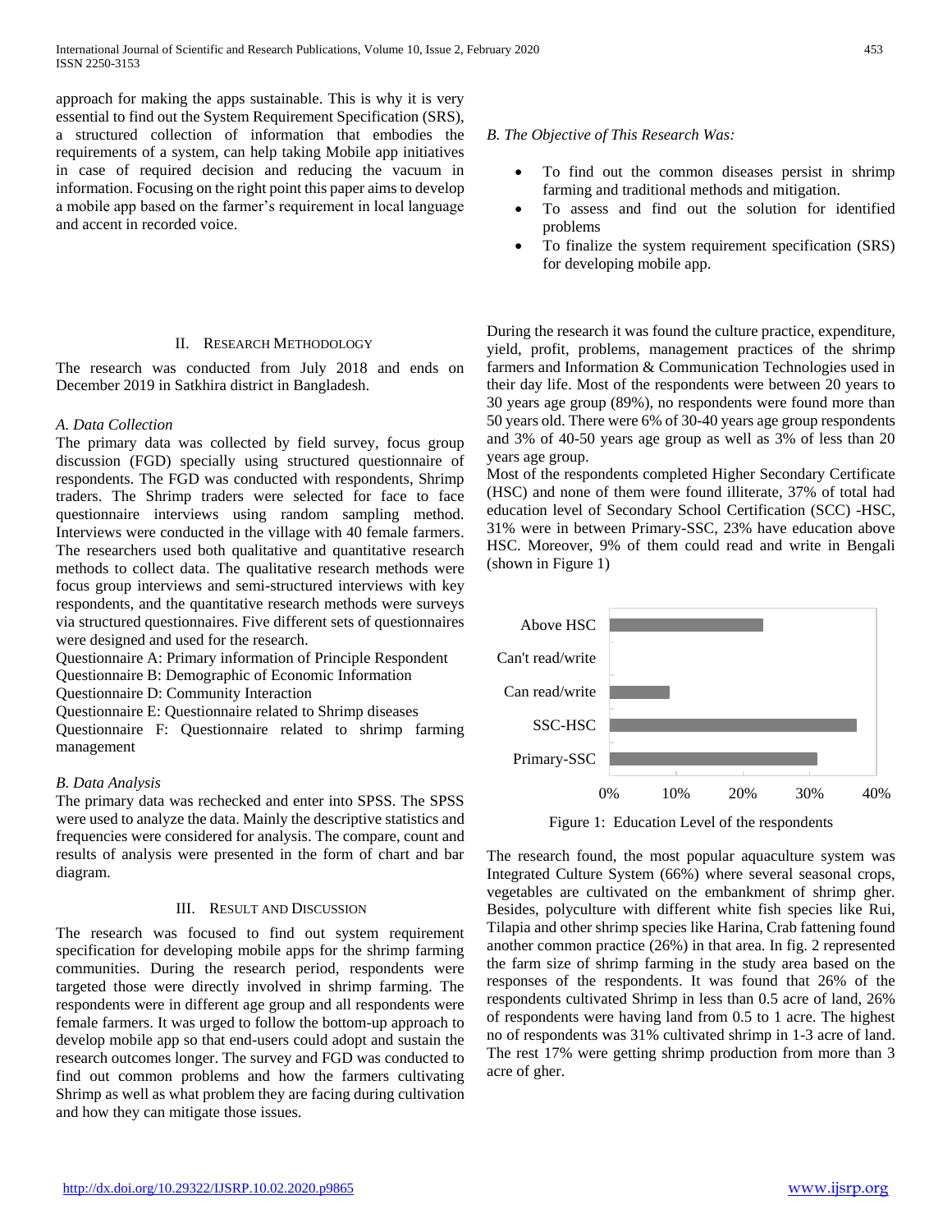approach for making the apps sustainable. This is why it is very essential to find out the System Requirement Specification (SRS), a structured collection of information that embodies the requirements of a system, can help taking Mobile app initiatives in case of required decision and reducing the vacuum in information. Focusing on the right point this paper aims to develop a mobile app based on the farmer's requirement in local language and accent in recorded voice.

### B. The Objective of This Research Was:

- To find out the common diseases persist in shrimp farming and traditional methods and mitigation.
- To assess and find out the solution for identified problems
- To finalize the system requirement specification (SRS) for developing mobile app.

## II. Research Methodology

The research was conducted from July 2018 and ends on December 2019 in Satkhira district in Bangladesh.

### A. Data Collection

The primary data was collected by field survey, focus group discussion (FGD) specially using structured questionnaire of respondents. The FGD was conducted with respondents, Shrimp traders. The Shrimp traders were selected for face to face questionnaire interviews using random sampling method. Interviews were conducted in the village with 40 female farmers. The researchers used both qualitative and quantitative research methods to collect data. The qualitative research methods were focus group interviews and semi-structured interviews with key respondents, and the quantitative research methods were surveys via structured questionnaires. Five different sets of questionnaires were designed and used for the research.

Questionnaire A: Primary information of Principle Respondent
Questionnaire B: Demographic of Economic Information
Questionnaire D: Community Interaction
Questionnaire E: Questionnaire related to Shrimp diseases
Questionnaire F: Questionnaire related to shrimp farming management

### B. Data Analysis

The primary data was rechecked and enter into SPSS. The SPSS were used to analyze the data. Mainly the descriptive statistics and frequencies were considered for analysis. The compare, count and results of analysis were presented in the form of chart and bar diagram.

## III. Result and Discussion

The research was focused to find out system requirement specification for developing mobile apps for the shrimp farming communities. During the research period, respondents were targeted those were directly involved in shrimp farming. The respondents were in different age group and all respondents were female farmers. It was urged to follow the bottom-up approach to develop mobile app so that end-users could adopt and sustain the research outcomes longer. The survey and FGD was conducted to find out common problems and how the farmers cultivating Shrimp as well as what problem they are facing during cultivation and how they can mitigate those issues.

During the research it was found the culture practice, expenditure, yield, profit, problems, management practices of the shrimp farmers and Information & Communication Technologies used in their day life. Most of the respondents were between 20 years to 30 years age group (89%), no respondents were found more than 50 years old. There were 6% of 30-40 years age group respondents and 3% of 40-50 years age group as well as 3% of less than 20 years age group.

Most of the respondents completed Higher Secondary Certificate (HSC) and none of them were found illiterate, 37% of total had education level of Secondary School Certification (SCC) -HSC, 31% were in between Primary-SSC, 23% have education above HSC. Moreover, 9% of them could read and write in Bengali (shown in Figure 1)

Figure 1: Education Level of the respondents

The research found, the most popular aquaculture system was Integrated Culture System (66%) where several seasonal crops, vegetables are cultivated on the embankment of shrimp gher. Besides, polyculture with different white fish species like Rui, Tilapia and other shrimp species like Harina, Crab fattening found another common practice (26%) in that area. In fig. 2 represented the farm size of shrimp farming in the study area based on the responses of the respondents. It was found that 26% of the respondents cultivated Shrimp in less than 0.5 acre of land, 26% of respondents were having land from 0.5 to 1 acre. The highest no of respondents was 31% cultivated shrimp in 1-3 acre of land. The rest 17% were getting shrimp production from more than 3 acre of gher.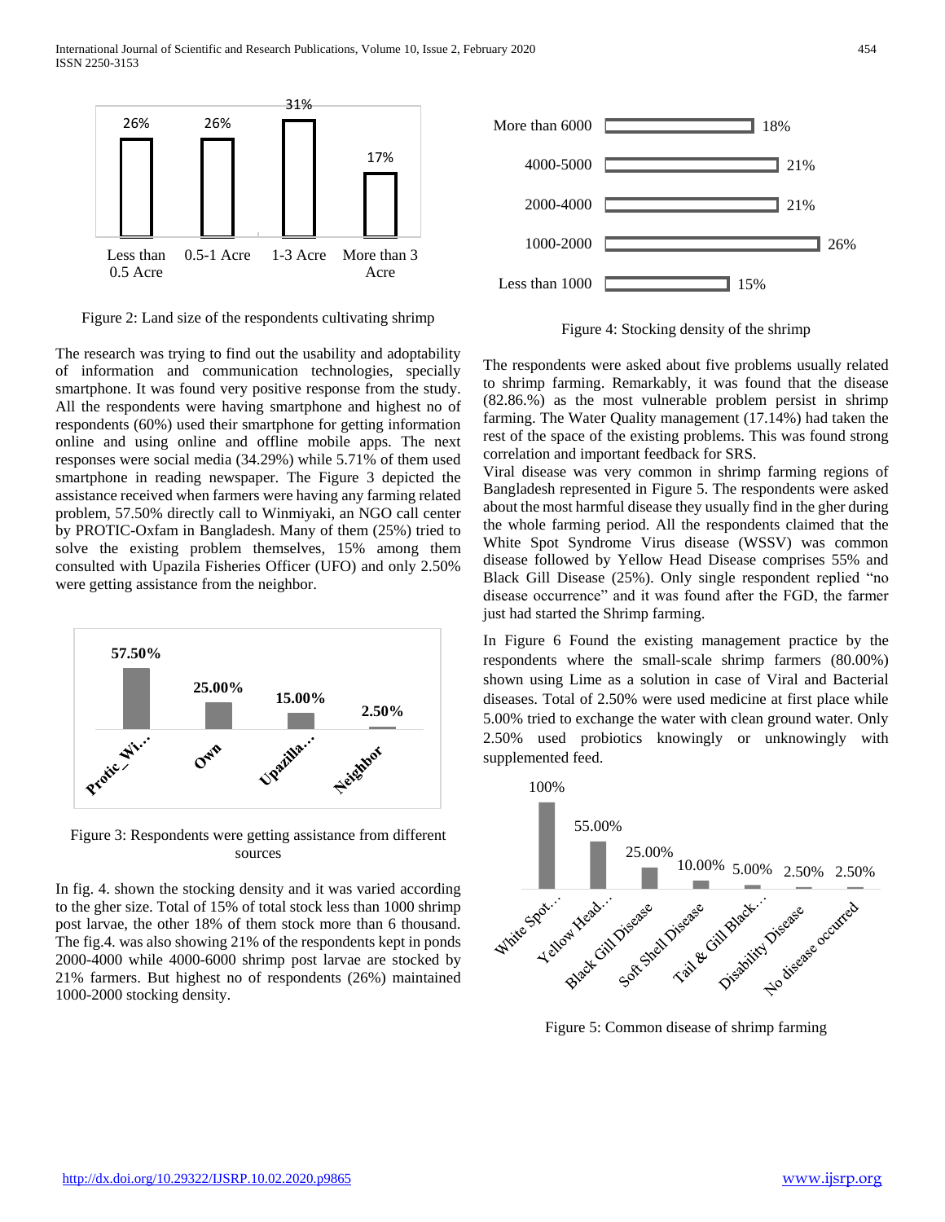Figure 2: Land size of the respondents cultivating shrimp

The research was trying to find out the usability and adoptability of information and communication technologies, specially smartphone. It was found very positive response from the study. All the respondents were having smartphone and highest no of respondents (60%) used their smartphone for getting information online and using online and offline mobile apps. The next responses were social media (34.29%) while 5.71% of them used smartphone in reading newspaper. The Figure 3 depicted the assistance received when farmers were having any farming related problem, 57.50% directly call to Winmiyaki, an NGO call center by PROTIC-Oxfam in Bangladesh. Many of them (25%) tried to solve the existing problem themselves, 15% among them consulted with Upazila Fisheries Officer (UFO) and only 2.50% were getting assistance from the neighbor.

Figure 3: Respondents were getting assistance from different sources

In fig. 4. shown the stocking density and it was varied according to the gher size. Total of 15% of total stock less than 1000 shrimp post larvae, the other 18% of them stock more than 6 thousand. The fig.4. was also showing 21% of the respondents kept in ponds 2000-4000 while 4000-6000 shrimp post larvae are stocked by 21% farmers. But highest no of respondents (26%) maintained 1000-2000 stocking density.

Figure 4: Stocking density of the shrimp

The respondents were asked about five problems usually related to shrimp farming. Remarkably, it was found that the disease (82.86.%) as the most vulnerable problem persist in shrimp farming. The Water Quality management (17.14%) had taken the rest of the space of the existing problems. This was found strong correlation and important feedback for SRS.

Viral disease was very common in shrimp farming regions of Bangladesh represented in Figure 5. The respondents were asked about the most harmful disease they usually find in the gher during the whole farming period. All the respondents claimed that the White Spot Syndrome Virus disease (WSSV) was common disease followed by Yellow Head Disease comprises 55% and Black Gill Disease (25%). Only single respondent replied "no disease occurrence" and it was found after the FGD, the farmer just had started the Shrimp farming.

In Figure 6 Found the existing management practice by the respondents where the small-scale shrimp farmers (80.00%) shown using Lime as a solution in case of Viral and Bacterial diseases. Total of 2.50% were used medicine at first place while 5.00% tried to exchange the water with clean ground water. Only 2.50% used probiotics knowingly or unknowingly with supplemented feed.

Figure 5: Common disease of shrimp farming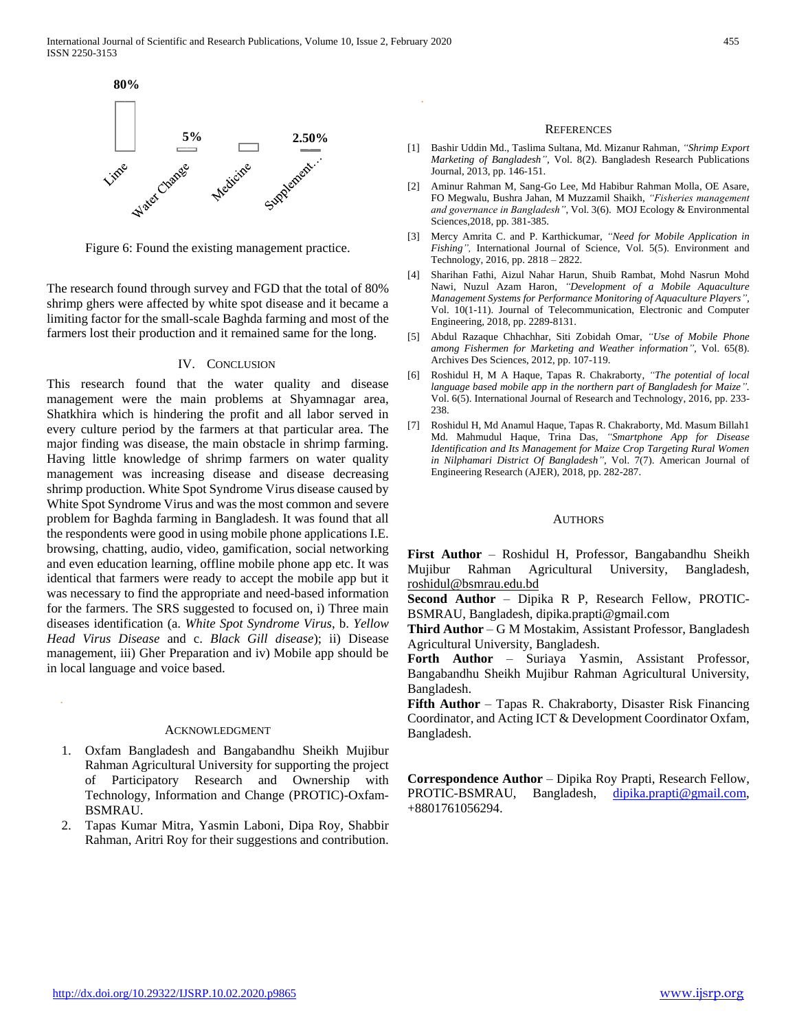80%

5%

2.50%

Lime

Water Change

Medicine

Supplement...

Figure 6: Found the existing management practice.

The research found through survey and FGD that the total of 80% shrimp ghers were affected by white spot disease and it became a limiting factor for the small-scale Baghda farming and most of the farmers lost their production and it remained same for the long.

## IV. Conclusion

This research found that the water quality and disease management were the main problems at Shyamnagar area, Shatkhira which is hindering the profit and all labor served in every culture period by the farmers at that particular area. The major finding was disease, the main obstacle in shrimp farming. Having little knowledge of shrimp farmers on water quality management was increasing disease and disease decreasing shrimp production. White Spot Syndrome Virus disease caused by White Spot Syndrome Virus and was the most common and severe problem for Baghda farming in Bangladesh. It was found that all the respondents were good in using mobile phone applications I.E. browsing, chatting, audio, video, gamification, social networking and even education learning, offline mobile phone app etc. It was identical that farmers were ready to accept the mobile app but it was necessary to find the appropriate and need-based information for the farmers. The SRS suggested to focused on, i) Three main diseases identification (a. *White Spot Syndrome Virus*, b. *Yellow Head Virus Disease* and c. *Black Gill disease*); ii) Disease management, iii) Gher Preparation and iv) Mobile app should be in local language and voice based.

## Acknowledgment

1. Oxfam Bangladesh and Bangabandhu Sheikh Mujibur Rahman Agricultural University for supporting the project of Participatory Research and Ownership with Technology, Information and Change (PROTIC)-Oxfam-BSMRAU.
2. Tapas Kumar Mitra, Yasmin Laboni, Dipa Roy, Shabbir Rahman, Aritri Roy for their suggestions and contribution.

## References

[1] Bashir Uddin Md., Taslima Sultana, Md. Mizanur Rahman, *"Shrimp Export Marketing of Bangladesh"*, Vol. 8(2). Bangladesh Research Publications Journal, 2013, pp. 146-151.

[2] Aminur Rahman M, Sang-Go Lee, Md Habibur Rahman Molla, OE Asare, FO Megwalu, Bushra Jahan, M Muzzamil Shaikh, *"Fisheries management and governance in Bangladesh"*, Vol. 3(6). MOJ Ecology & Environmental Sciences,2018, pp. 381-385.

[3] Mercy Amrita C. and P. Karthickumar, *"Need for Mobile Application in Fishing"*, International Journal of Science, Vol. 5(5). Environment and Technology, 2016, pp. 2818 – 2822.

[4] Sharihan Fathi, Aizul Nahar Harun, Shuib Rambat, Mohd Nasrun Mohd Nawi, Nuzul Azam Haron, *"Development of a Mobile Aquaculture Management Systems for Performance Monitoring of Aquaculture Players"*, Vol. 10(1-11). Journal of Telecommunication, Electronic and Computer Engineering, 2018, pp. 2289-8131.

[5] Abdul Razaque Chhachhar, Siti Zobidah Omar, *"Use of Mobile Phone among Fishermen for Marketing and Weather information"*, Vol. 65(8). Archives Des Sciences, 2012, pp. 107-119.

[6] Roshidul H, M A Haque, Tapas R. Chakraborty, *"The potential of local language based mobile app in the northern part of Bangladesh for Maize"*. Vol. 6(5). International Journal of Research and Technology, 2016, pp. 233-238.

[7] Roshidul H, Md Anamul Haque, Tapas R. Chakraborty, Md. Masum Billah1 Md. Mahmudul Haque, Trina Das, *"Smartphone App for Disease Identification and Its Management for Maize Crop Targeting Rural Women in Nilphamari District Of Bangladesh"*, Vol. 7(7). American Journal of Engineering Research (AJER), 2018, pp. 282-287.

## Authors

**First Author** – Roshidul H, Professor, Bangabandhu Sheikh Mujibur Rahman Agricultural University, Bangladesh, roshidul@bsmrau.edu.bd

**Second Author** – Dipika R P, Research Fellow, PROTIC-BSMRAU, Bangladesh, dipika.prapti@gmail.com

**Third Author** – G M Mostakim, Assistant Professor, Bangladesh Agricultural University, Bangladesh.

**Forth Author** – Suriaya Yasmin, Assistant Professor, Bangabandhu Sheikh Mujibur Rahman Agricultural University, Bangladesh.

**Fifth Author** – Tapas R. Chakraborty, Disaster Risk Financing Coordinator, and Acting ICT & Development Coordinator Oxfam, Bangladesh.

**Correspondence Author** – Dipika Roy Prapti, Research Fellow, PROTIC-BSMRAU, Bangladesh, dipika.prapti@gmail.com, +8801761056294.